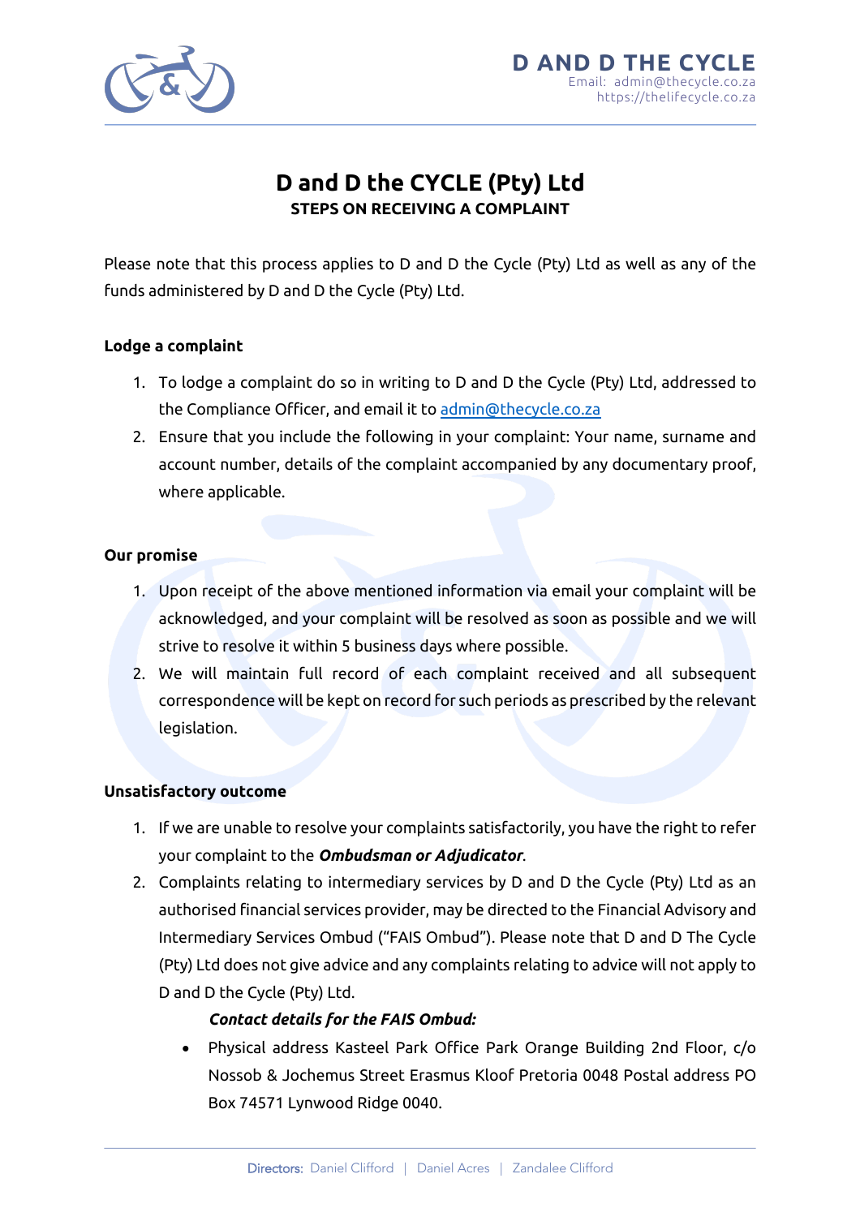# D and D the CYCLE (Pty) Ltd

## STEPS ON RECEIVING A COMPLAINT

Please note that this process applies to D and D the Cycle (Pty) Ltd as well as any of the funds administered by D and D the Cycle (Pty) Ltd.

**Lodge a complaint**

1. To lodge a complaint do so in writing to D and D the Cycle (Pty) Ltd, addressed to the Compliance Officer, and email it to admin@thecycle.co.za
2. Ensure that you include the following in your complaint: Your name, surname and account number, details of the complaint accompanied by any documentary proof, where applicable.

**Our promise**

1. Upon receipt of the above mentioned information via email your complaint will be acknowledged, and your complaint will be resolved as soon as possible and we will strive to resolve it within 5 business days where possible.
2. We will maintain full record of each complaint received and all subsequent correspondence will be kept on record for such periods as prescribed by the relevant legislation.

**Unsatisfactory outcome**

1. If we are unable to resolve your complaints satisfactorily, you have the right to refer your complaint to the ***Ombudsman or Adjudicator***.
2. Complaints relating to intermediary services by D and D the Cycle (Pty) Ltd as an authorised financial services provider, may be directed to the Financial Advisory and Intermediary Services Ombud ("FAIS Ombud"). Please note that D and D The Cycle (Pty) Ltd does not give advice and any complaints relating to advice will not apply to D and D the Cycle (Pty) Ltd.

   ***Contact details for the FAIS Ombud:***

   - Physical address Kasteel Park Office Park Orange Building 2nd Floor, c/o Nossob & Jochemus Street Erasmus Kloof Pretoria 0048 Postal address PO Box 74571 Lynwood Ridge 0040.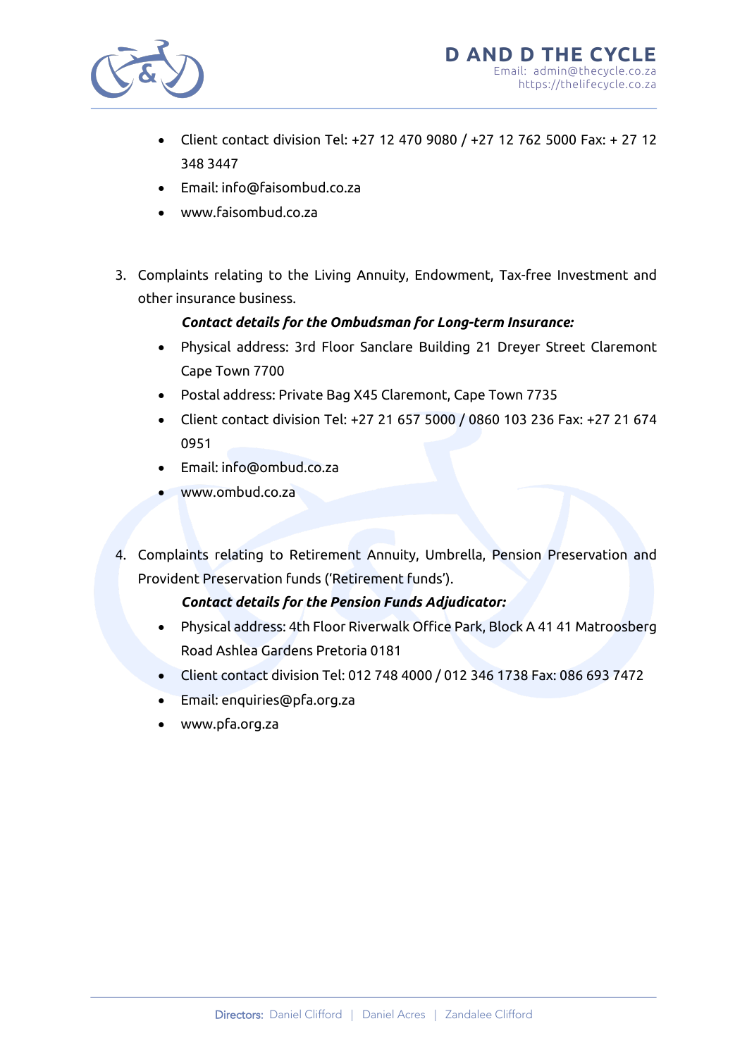- Client contact division Tel: +27 12 470 9080 / +27 12 762 5000 Fax: + 27 12 348 3447
- Email: info@faisombud.co.za
- www.faisombud.co.za

3. Complaints relating to the Living Annuity, Endowment, Tax-free Investment and other insurance business.

   ***Contact details for the Ombudsman for Long-term Insurance:***

   - Physical address: 3rd Floor Sanclare Building 21 Dreyer Street Claremont Cape Town 7700
   - Postal address: Private Bag X45 Claremont, Cape Town 7735
   - Client contact division Tel: +27 21 657 5000 / 0860 103 236 Fax: +27 21 674 0951
   - Email: info@ombud.co.za
   - www.ombud.co.za

4. Complaints relating to Retirement Annuity, Umbrella, Pension Preservation and Provident Preservation funds ('Retirement funds').

   ***Contact details for the Pension Funds Adjudicator:***

   - Physical address: 4th Floor Riverwalk Office Park, Block A 41 41 Matroosberg Road Ashlea Gardens Pretoria 0181
   - Client contact division Tel: 012 748 4000 / 012 346 1738 Fax: 086 693 7472
   - Email: enquiries@pfa.org.za
   - www.pfa.org.za